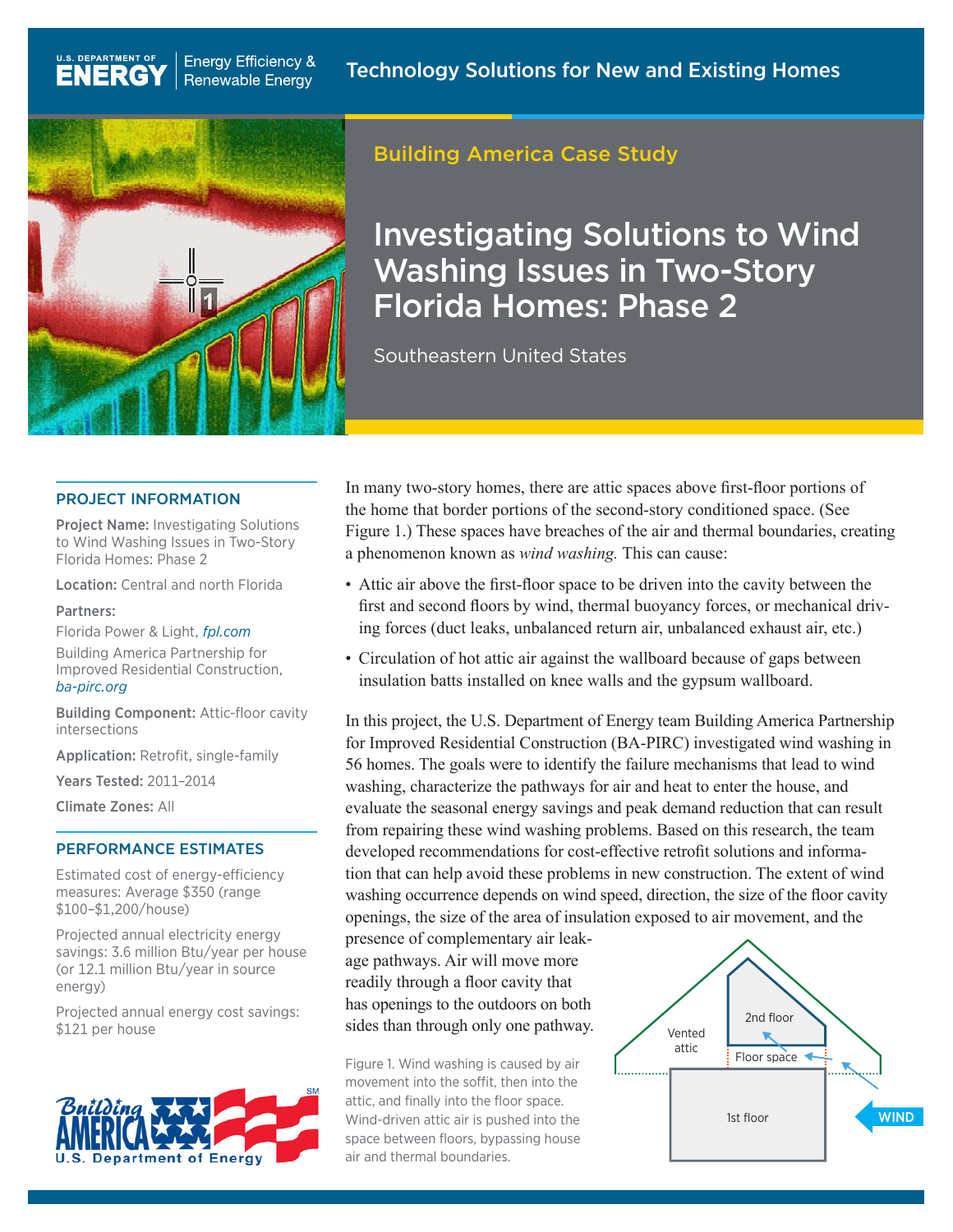U.S. DEPARTMENT OF ENERGY | Energy Efficiency & Renewable Energy

Technology Solutions for New and Existing Homes

## Building America Case Study

# Investigating Solutions to Wind Washing Issues in Two-Story Florida Homes: Phase 2

Southeastern United States

### PROJECT INFORMATION

**Project Name:** Investigating Solutions to Wind Washing Issues in Two-Story Florida Homes: Phase 2

**Location:** Central and north Florida

**Partners:**

Florida Power & Light, *fpl.com*

Building America Partnership for Improved Residential Construction, *ba-pirc.org*

**Building Component:** Attic-floor cavity intersections

**Application:** Retrofit, single-family

**Years Tested:** 2011–2014

**Climate Zones:** All

### PERFORMANCE ESTIMATES

Estimated cost of energy-efficiency measures: Average $350 (range $100–$1,200/house)

Projected annual electricity energy savings: 3.6 million Btu/year per house (or 12.1 million Btu/year in source energy)

Projected annual energy cost savings: $121 per house

In many two-story homes, there are attic spaces above first-floor portions of the home that border portions of the second-story conditioned space. (See Figure 1.) These spaces have breaches of the air and thermal boundaries, creating a phenomenon known as *wind washing.* This can cause:

- Attic air above the first-floor space to be driven into the cavity between the first and second floors by wind, thermal buoyancy forces, or mechanical driving forces (duct leaks, unbalanced return air, unbalanced exhaust air, etc.)
- Circulation of hot attic air against the wallboard because of gaps between insulation batts installed on knee walls and the gypsum wallboard.

In this project, the U.S. Department of Energy team Building America Partnership for Improved Residential Construction (BA-PIRC) investigated wind washing in 56 homes. The goals were to identify the failure mechanisms that lead to wind washing, characterize the pathways for air and heat to enter the house, and evaluate the seasonal energy savings and peak demand reduction that can result from repairing these wind washing problems. Based on this research, the team developed recommendations for cost-effective retrofit solutions and information that can help avoid these problems in new construction. The extent of wind washing occurrence depends on wind speed, direction, the size of the floor cavity openings, the size of the area of insulation exposed to air movement, and the presence of complementary air leakage pathways. Air will move more readily through a floor cavity that has openings to the outdoors on both sides than through only one pathway.

Vented attic | 2nd floor | Floor space | 1st floor | WIND

Figure 1. Wind washing is caused by air movement into the soffit, then into the attic, and finally into the floor space. Wind-driven attic air is pushed into the space between floors, bypassing house air and thermal boundaries.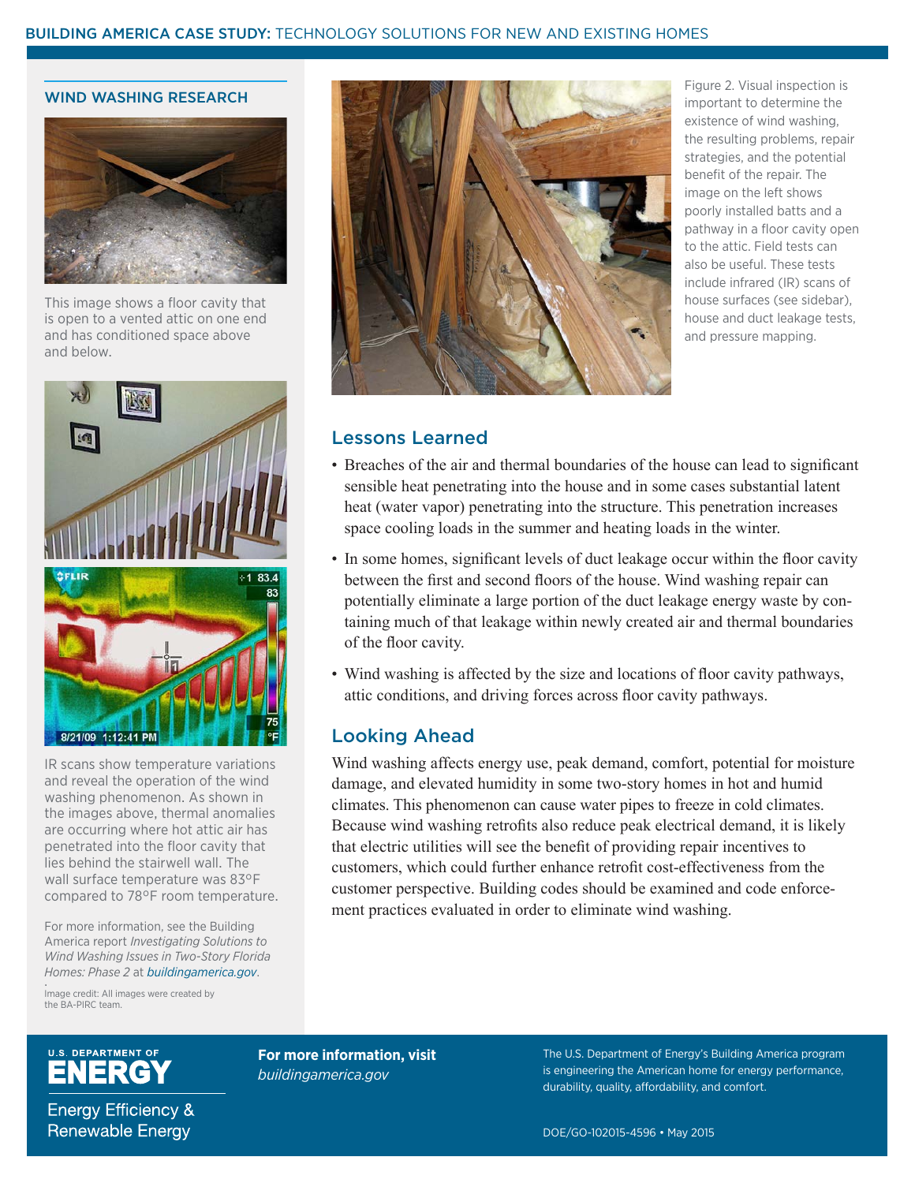## WIND WASHING RESEARCH

This image shows a floor cavity that is open to a vented attic on one end and has conditioned space above and below.

IR scans show temperature variations and reveal the operation of the wind washing phenomenon. As shown in the images above, thermal anomalies are occurring where hot attic air has penetrated into the floor cavity that lies behind the stairwell wall. The wall surface temperature was 83°F compared to 78°F room temperature.

For more information, see the Building America report *Investigating Solutions to Wind Washing Issues in Two-Story Florida Homes: Phase 2* at *buildingamerica.gov*.

Image credit: All images were created by the BA-PIRC team.

Figure 2. Visual inspection is important to determine the existence of wind washing, the resulting problems, repair strategies, and the potential benefit of the repair. The image on the left shows poorly installed batts and a pathway in a floor cavity open to the attic. Field tests can also be useful. These tests include infrared (IR) scans of house surfaces (see sidebar), house and duct leakage tests, and pressure mapping.

## Lessons Learned

- Breaches of the air and thermal boundaries of the house can lead to significant sensible heat penetrating into the house and in some cases substantial latent heat (water vapor) penetrating into the structure. This penetration increases space cooling loads in the summer and heating loads in the winter.
- In some homes, significant levels of duct leakage occur within the floor cavity between the first and second floors of the house. Wind washing repair can potentially eliminate a large portion of the duct leakage energy waste by containing much of that leakage within newly created air and thermal boundaries of the floor cavity.
- Wind washing is affected by the size and locations of floor cavity pathways, attic conditions, and driving forces across floor cavity pathways.

## Looking Ahead

Wind washing affects energy use, peak demand, comfort, potential for moisture damage, and elevated humidity in some two-story homes in hot and humid climates. This phenomenon can cause water pipes to freeze in cold climates. Because wind washing retrofits also reduce peak electrical demand, it is likely that electric utilities will see the benefit of providing repair incentives to customers, which could further enhance retrofit cost-effectiveness from the customer perspective. Building codes should be examined and code enforcement practices evaluated in order to eliminate wind washing.

U.S. DEPARTMENT OF ENERGY

Energy Efficiency & Renewable Energy

**For more information, visit**
*buildingamerica.gov*

The U.S. Department of Energy's Building America program is engineering the American home for energy performance, durability, quality, affordability, and comfort.

DOE/GO-102015-4596 • May 2015